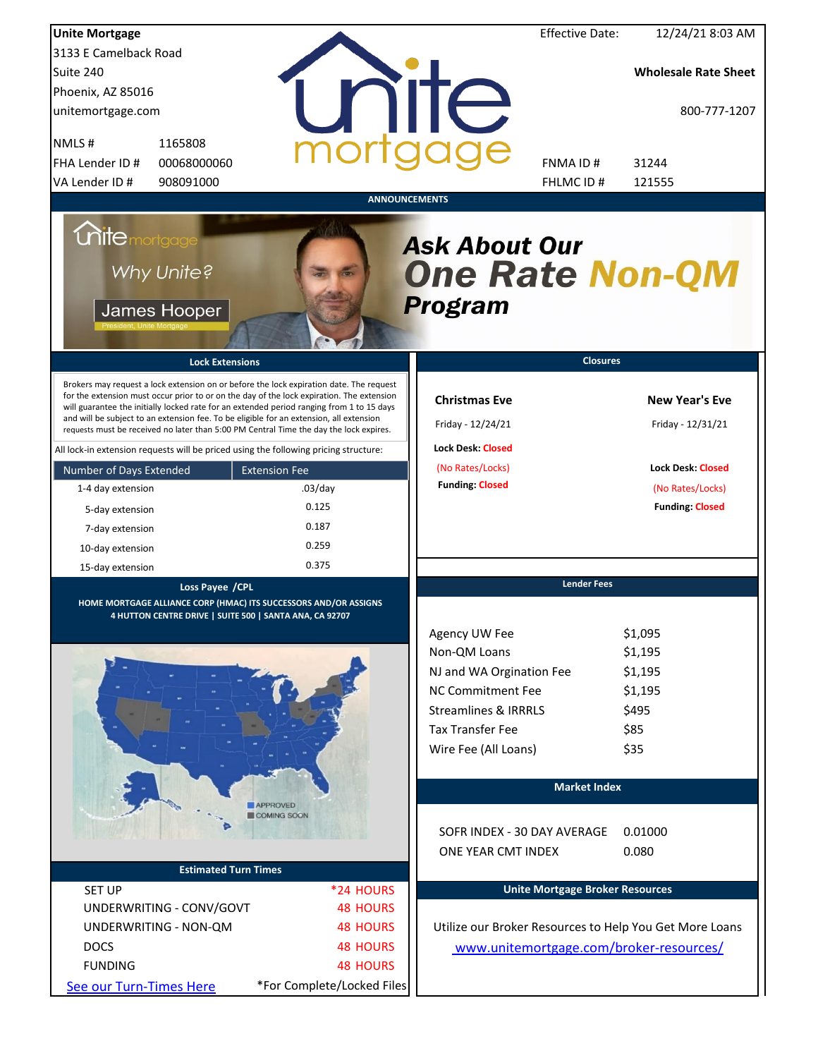**Unite Mortgage**
3133 E Camelback Road
Suite 240
Phoenix, AZ 85016
unitemortgage.com

| | |
|---|---|
| NMLS # | 1165808 |
| FHA Lender ID # | 00068000060 |
| VA Lender ID # | 908091000 |

Effective Date: 12/24/21 8:03 AM

**Wholesale Rate Sheet**

800-777-1207

| | |
|---|---|
| FNMA ID # | 31244 |
| FHLMC ID # | 121555 |

## ANNOUNCEMENTS

unite mortgage — Why Unite? — James Hooper, President, Unite Mortgage

**Ask About Our One Rate Non-QM Program**

## Lock Extensions

Brokers may request a lock extension on or before the lock expiration date. The request for the extension must occur prior to or on the day of the lock expiration. The extension will guarantee the initially locked rate for an extended period ranging from 1 to 15 days and will be subject to an extension fee. To be eligible for an extension, all extension requests must be received no later than 5:00 PM Central Time the day the lock expires.

All lock-in extension requests will be priced using the following pricing structure:

| Number of Days Extended | Extension Fee |
|---|---|
| 1-4 day extension | .03/day |
| 5-day extension | 0.125 |
| 7-day extension | 0.187 |
| 10-day extension | 0.259 |
| 15-day extension | 0.375 |

## Closures

| Christmas Eve | New Year's Eve |
|---|---|
| Friday - 12/24/21 | Friday - 12/31/21 |
| Lock Desk: Closed | Lock Desk: Closed |
| (No Rates/Locks) | (No Rates/Locks) |
| Funding: Closed | Funding: Closed |

## Loss Payee /CPL

HOME MORTGAGE ALLIANCE CORP (HMAC) ITS SUCCESSORS AND/OR ASSIGNS
4 HUTTON CENTRE DRIVE | SUITE 500 | SANTA ANA, CA 92707

APPROVED
COMING SOON

## Lender Fees

| | |
|---|---|
| Agency UW Fee | $1,095 |
| Non-QM Loans | $1,195 |
| NJ and WA Orgination Fee | $1,195 |
| NC Commitment Fee | $1,195 |
| Streamlines & IRRRLS | $495 |
| Tax Transfer Fee | $85 |
| Wire Fee (All Loans) | $35 |

## Market Index

| | |
|---|---|
| SOFR INDEX - 30 DAY AVERAGE | 0.01000 |
| ONE YEAR CMT INDEX | 0.080 |

## Estimated Turn Times

| | |
|---|---|
| SET UP | *24 HOURS |
| UNDERWRITING - CONV/GOVT | 48 HOURS |
| UNDERWRITING - NON-QM | 48 HOURS |
| DOCS | 48 HOURS |
| FUNDING | 48 HOURS |

See our Turn-Times Here    *For Complete/Locked Files

## Unite Mortgage Broker Resources

Utilize our Broker Resources to Help You Get More Loans
www.unitemortgage.com/broker-resources/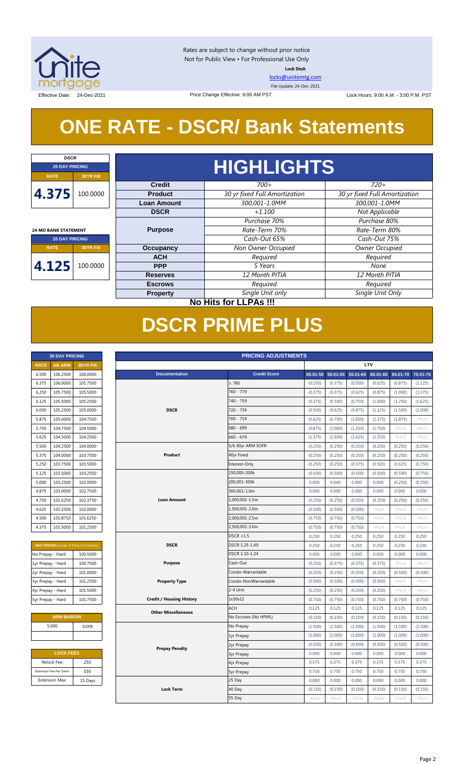Rates are subject to change without prior notice
Not for Public View • For Professional Use Only
**Lock Desk**
locks@unitemtg.com
File Update: 24-Dec-2021

Effective Date: 24-Dec-2021 | Price Change Effective: 9:00 AM PST | Lock Hours: 9:00 A.M. - 3:00 P.M. PST

# ONE RATE - DSCR/ Bank Statements

| DSCR | |
|---|---|
| 25 DAY PRICING | |
| RATE | 30YR FIX |
| 4.375 | 100.0000 |

| 24 MO BANK STATEMENT | |
|---|---|
| 25 DAY PRICING | |
| RATE | 30YR FIX |
| 4.125 | 100.0000 |

## HIGHLIGHTS

| | | |
|---|---|---|
| **Credit** | *700+* | *720+* |
| **Product** | *30 yr fixed Full Amortization* | *30 yr fixed Full Amortization* |
| **Loan Amount** | *300,001-1.0MM* | *300,001-1.0MM* |
| **DSCR** | *+1.100* | *Not Applicable* |
| **Purpose** | *Purchase 70%* | *Purchase 80%* |
| | *Rate-Term 70%* | *Rate-Term 80%* |
| | *Cash-Out 65%* | *Cash-Out 75%* |
| **Occupancy** | *Non Owner Occupied* | *Owner Occupied* |
| **ACH** | *Required* | *Required* |
| **PPP** | *5 Years* | *None* |
| **Reserves** | *12 Month PITIA* | *12 Month PITIA* |
| **Escrows** | *Required* | *Required* |
| **Property** | *Single Unit only* | *Single Unit Only* |

**No Hits for LLPAs !!!**

# DSCR PRIME PLUS

| 30 DAY PRICING | | |
|---|---|---|
| RATE | 5/6 ARM | 30YR FIX |
| 6.500 | 106.2500 | 106.0000 |
| 6.375 | 106.0000 | 105.7500 |
| 6.250 | 105.7500 | 105.5000 |
| 6.125 | 105.5000 | 105.2500 |
| 6.000 | 105.2500 | 105.0000 |
| 5.875 | 105.0000 | 104.7500 |
| 5.750 | 104.7500 | 104.5000 |
| 5.625 | 104.5000 | 104.2500 |
| 5.500 | 104.2500 | 104.0000 |
| 5.375 | 104.0000 | 103.7500 |
| 5.250 | 103.7500 | 103.5000 |
| 5.125 | 103.5000 | 103.2500 |
| 5.000 | 103.2500 | 103.0000 |
| 4.875 | 103.0000 | 102.7500 |
| 4.750 | 102.6250 | 102.3750 |
| 4.625 | 102.2500 | 102.0000 |
| 4.500 | 101.8750 | 101.6250 |
| 4.375 | 101.5000 | 101.2500 |

| MAX PRICING (Lower of Price or Premium) | |
|---|---|
| No Prepay - Hard | 100.5000 |
| 1yr Prepay - Hard | 100.7500 |
| 2yr Prepay - Hard | 101.0000 |
| 3yr Prepay - Hard | 101.2500 |
| 4yr Prepay - Hard | 101.5000 |
| 5yr Prepay - Hard | 101.7500 |

| ARM MARGIN | |
|---|---|
| 5.000 | SOFR |

| LOCK FEES | |
|---|---|
| Relock Fee: | .250 |
| Extension Fee Per Diem: | .030 |
| Extension Max: | 15 Days |

| PRICING ADJUSTMENTS | | | | | | | |
|---|---|---|---|---|---|---|---|
| | | LTV | | | | | |
| Documentation | Credit Score | 00.01-50 | 50.01-55 | 55.01-60 | 60.01-65 | 65.01-70 | 70.01-75 |
| DSCR | ≥ 780 | (0.250) | (0.375) | (0.500) | (0.625) | (0.875) | (1.125) |
| | 760 - 779 | (0.375) | (0.375) | (0.625) | (0.875) | (1.000) | (1.375) |
| | 740 - 759 | (0.375) | (0.500) | (0.750) | (1.000) | (1.250) | (1.625) |
| | 720 - 739 | (0.500) | (0.625) | (0.875) | (1.125) | (1.500) | (2.000) |
| | 700 - 719 | (0.625) | (0.750) | (1.000) | (1.375) | (1.875) | #N/A |
| | 680 - 699 | (0.875) | (1.000) | (1.250) | (1.750) | #N/A | #N/A |
| | 660 - 679 | (1.375) | (1.500) | (1.625) | (2.250) | #N/A | #N/A |
| Product | 5/6 40yr ARM SOFR | (0.250) | (0.250) | (0.250) | (0.250) | (0.250) | (0.250) |
| | 40yr Fixed | (0.250) | (0.250) | (0.250) | (0.250) | (0.250) | (0.250) |
| | Interest-Only | (0.250) | (0.250) | (0.375) | (0.500) | (0.625) | (0.750) |
| Loan Amount | 150,000-200k | (0.500) | (0.500) | (0.500) | (0.500) | (0.500) | (0.500) |
| | 200,001-300k | 0.000 | 0.000 | 0.000 | 0.000 | (0.250) | (0.250) |
| | 300,001-1.0m | 0.000 | 0.000 | 0.000 | 0.000 | 0.000 | 0.000 |
| | 1,000,001-1.5m | (0.250) | (0.250) | (0.250) | (0.250) | (0.250) | (0.250) |
| | 1,500,001-2.0m | (0.500) | (0.500) | (0.500) | #N/A | #N/A | #N/A |
| | 2,000,001-2.5m | (0.750) | (0.750) | (0.750) | #N/A | #N/A | #N/A |
| | 2,500,001-3.0m | (0.750) | (0.750) | (0.750) | #N/A | #N/A | #N/A |
| DSCR | DSCR ≥1.5 | 0.250 | 0.250 | 0.250 | 0.250 | 0.250 | 0.250 |
| | DSCR 1.25-1.49 | 0.250 | 0.250 | 0.250 | 0.250 | 0.250 | 0.250 |
| | DSCR 1.10-1.24 | 0.000 | 0.000 | 0.000 | 0.000 | 0.000 | 0.000 |
| Purpose | Cash-Out | (0.250) | (0.375) | (0.375) | (0.375) | #N/A | #N/A |
| Property Type | Condo-Warrantable | (0.250) | (0.250) | (0.250) | (0.250) | (0.500) | (0.500) |
| | Condo-NonWarrantable | (0.500) | (0.500) | (0.500) | (0.500) | #N/A | #N/A |
| | 2-4 Unit | (0.250) | (0.250) | (0.250) | (0.250) | #N/A | #N/A |
| Credit / Housing History | 1x30x12 | (0.750) | (0.750) | (0.750) | (0.750) | (0.750) | (0.750) |
| Other Miscellaneous | ACH | 0.125 | 0.125 | 0.125 | 0.125 | 0.125 | 0.125 |
| | No Escrows (No HPML) | (0.150) | (0.150) | (0.150) | (0.150) | (0.150) | (0.150) |
| Prepay Penalty | No Prepay | (1.500) | (1.500) | (1.500) | (1.500) | (1.500) | (1.500) |
| | 1yr Prepay | (1.000) | (1.000) | (1.000) | (1.000) | (1.000) | (1.000) |
| | 2yr Prepay | (0.500) | (0.500) | (0.500) | (0.500) | (0.500) | (0.500) |
| | 3yr Prepay | 0.000 | 0.000 | 0.000 | 0.000 | 0.000 | 0.000 |
| | 4yr Prepay | 0.375 | 0.375 | 0.375 | 0.375 | 0.375 | 0.375 |
| | 5yr Prepay | 0.750 | 0.750 | 0.750 | 0.750 | 0.750 | 0.750 |
| Lock Term | 25 Day | 0.000 | 0.000 | 0.000 | 0.000 | 0.000 | 0.000 |
| | 40 Day | (0.150) | (0.150) | (0.150) | (0.150) | (0.150) | (0.150) |
| | 55 Day | #N/A | #N/A | #N/A | #N/A | #N/A | #N/A |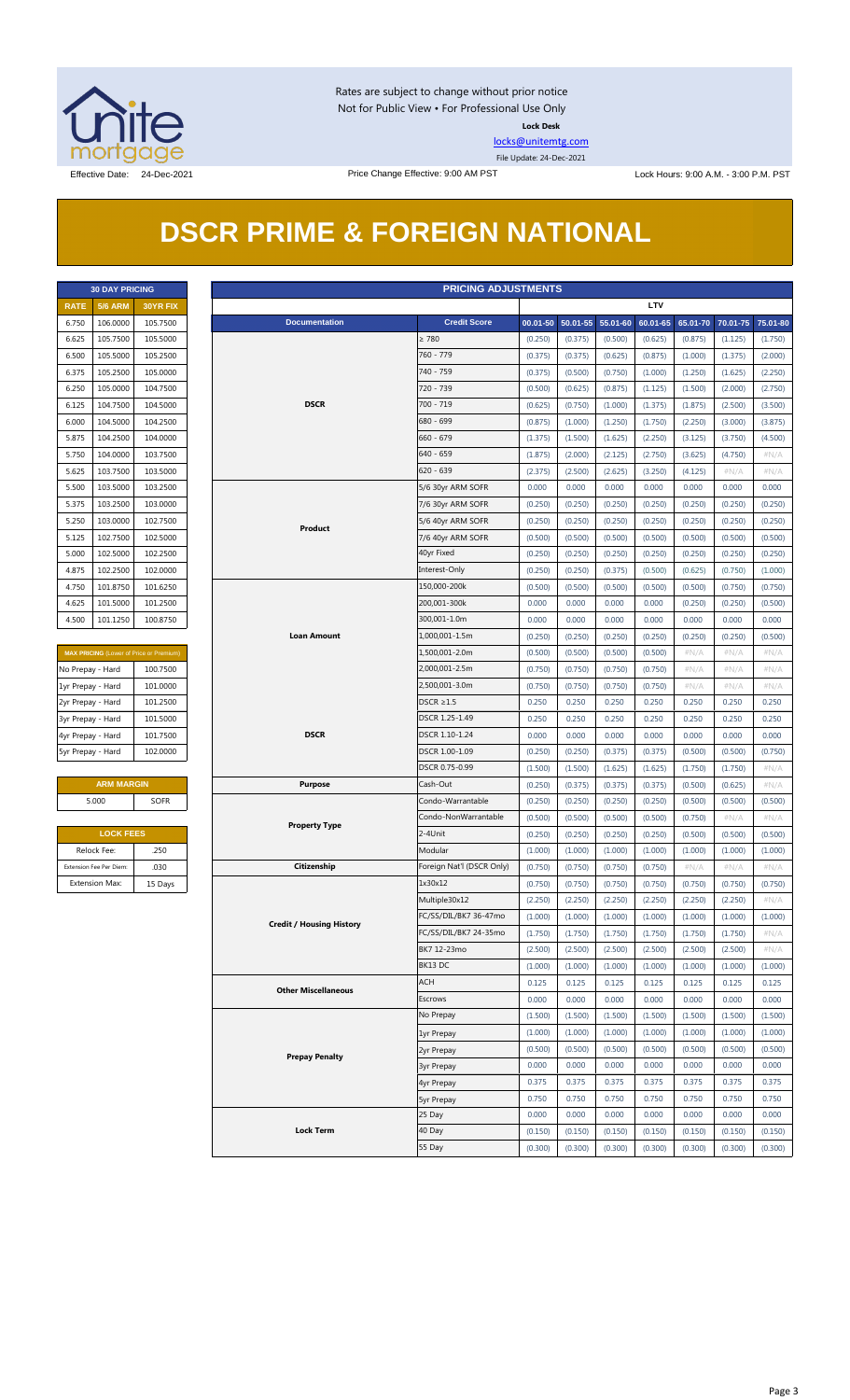Rates are subject to change without prior notice
Not for Public View • For Professional Use Only

**Lock Desk**

locks@unitemtg.com

File Update: 24-Dec-2021

Effective Date: 24-Dec-2021

Price Change Effective: 9:00 AM PST

Lock Hours: 9:00 A.M. - 3:00 P.M. PST

# DSCR PRIME & FOREIGN NATIONAL

| 30 DAY PRICING | | |
|---|---|---|
| **RATE** | **5/6 ARM** | **30YR FIX** |
| 6.750 | 106.0000 | 105.7500 |
| 6.625 | 105.7500 | 105.5000 |
| 6.500 | 105.5000 | 105.2500 |
| 6.375 | 105.2500 | 105.0000 |
| 6.250 | 105.0000 | 104.7500 |
| 6.125 | 104.7500 | 104.5000 |
| 6.000 | 104.5000 | 104.2500 |
| 5.875 | 104.2500 | 104.0000 |
| 5.750 | 104.0000 | 103.7500 |
| 5.625 | 103.7500 | 103.5000 |
| 5.500 | 103.5000 | 103.2500 |
| 5.375 | 103.2500 | 103.0000 |
| 5.250 | 103.0000 | 102.7500 |
| 5.125 | 102.7500 | 102.5000 |
| 5.000 | 102.5000 | 102.2500 |
| 4.875 | 102.2500 | 102.0000 |
| 4.750 | 101.8750 | 101.6250 |
| 4.625 | 101.5000 | 101.2500 |
| 4.500 | 101.1250 | 100.8750 |

| MAX PRICING (Lower of Price or Premium) | |
|---|---|
| No Prepay - Hard | 100.7500 |
| 1yr Prepay - Hard | 101.0000 |
| 2yr Prepay - Hard | 101.2500 |
| 3yr Prepay - Hard | 101.5000 |
| 4yr Prepay - Hard | 101.7500 |
| 5yr Prepay - Hard | 102.0000 |

| ARM MARGIN | |
|---|---|
| 5.000 | SOFR |

| LOCK FEES | |
|---|---|
| Relock Fee: | .250 |
| Extension Fee Per Diem: | .030 |
| Extension Max: | 15 Days |

| PRICING ADJUSTMENTS | | | | | | | | |
|---|---|---|---|---|---|---|---|---|
| | | LTV | | | | | | |
| **Documentation** | **Credit Score** | **00.01-50** | **50.01-55** | **55.01-60** | **60.01-65** | **65.01-70** | **70.01-75** | **75.01-80** |
| DSCR | ≥ 780 | (0.250) | (0.375) | (0.500) | (0.625) | (0.875) | (1.125) | (1.750) |
| | 760 - 779 | (0.375) | (0.375) | (0.625) | (0.875) | (1.000) | (1.375) | (2.000) |
| | 740 - 759 | (0.375) | (0.500) | (0.750) | (1.000) | (1.250) | (1.625) | (2.250) |
| | 720 - 739 | (0.500) | (0.625) | (0.875) | (1.125) | (1.500) | (2.000) | (2.750) |
| | 700 - 719 | (0.625) | (0.750) | (1.000) | (1.375) | (1.875) | (2.500) | (3.500) |
| | 680 - 699 | (0.875) | (1.000) | (1.250) | (1.750) | (2.250) | (3.000) | (3.875) |
| | 660 - 679 | (1.375) | (1.500) | (1.625) | (2.250) | (3.125) | (3.750) | (4.500) |
| | 640 - 659 | (1.875) | (2.000) | (2.125) | (2.750) | (3.625) | (4.750) | #N/A |
| | 620 - 639 | (2.375) | (2.500) | (2.625) | (3.250) | (4.125) | #N/A | #N/A |
| Product | 5/6 30yr ARM SOFR | 0.000 | 0.000 | 0.000 | 0.000 | 0.000 | 0.000 | 0.000 |
| | 7/6 30yr ARM SOFR | (0.250) | (0.250) | (0.250) | (0.250) | (0.250) | (0.250) | (0.250) |
| | 5/6 40yr ARM SOFR | (0.250) | (0.250) | (0.250) | (0.250) | (0.250) | (0.250) | (0.250) |
| | 7/6 40yr ARM SOFR | (0.500) | (0.500) | (0.500) | (0.500) | (0.500) | (0.500) | (0.500) |
| | 40yr Fixed | (0.250) | (0.250) | (0.250) | (0.250) | (0.250) | (0.250) | (0.250) |
| | Interest-Only | (0.250) | (0.250) | (0.375) | (0.500) | (0.625) | (0.750) | (1.000) |
| Loan Amount | 150,000-200k | (0.500) | (0.500) | (0.500) | (0.500) | (0.500) | (0.750) | (0.750) |
| | 200,001-300k | 0.000 | 0.000 | 0.000 | 0.000 | (0.250) | (0.250) | (0.500) |
| | 300,001-1.0m | 0.000 | 0.000 | 0.000 | 0.000 | 0.000 | 0.000 | 0.000 |
| | 1,000,001-1.5m | (0.250) | (0.250) | (0.250) | (0.250) | (0.250) | (0.250) | (0.500) |
| | 1,500,001-2.0m | (0.500) | (0.500) | (0.500) | (0.500) | #N/A | #N/A | #N/A |
| | 2,000,001-2.5m | (0.750) | (0.750) | (0.750) | (0.750) | #N/A | #N/A | #N/A |
| | 2,500,001-3.0m | (0.750) | (0.750) | (0.750) | (0.750) | #N/A | #N/A | #N/A |
| DSCR | DSCR ≥1.5 | 0.250 | 0.250 | 0.250 | 0.250 | 0.250 | 0.250 | 0.250 |
| | DSCR 1.25-1.49 | 0.250 | 0.250 | 0.250 | 0.250 | 0.250 | 0.250 | 0.250 |
| | DSCR 1.10-1.24 | 0.000 | 0.000 | 0.000 | 0.000 | 0.000 | 0.000 | 0.000 |
| | DSCR 1.00-1.09 | (0.250) | (0.250) | (0.375) | (0.375) | (0.500) | (0.500) | (0.750) |
| | DSCR 0.75-0.99 | (1.500) | (1.500) | (1.625) | (1.625) | (1.750) | (1.750) | #N/A |
| Purpose | Cash-Out | (0.250) | (0.375) | (0.375) | (0.375) | (0.500) | (0.625) | #N/A |
| Property Type | Condo-Warrantable | (0.250) | (0.250) | (0.250) | (0.250) | (0.500) | (0.500) | (0.500) |
| | Condo-NonWarrantable | (0.500) | (0.500) | (0.500) | (0.500) | (0.750) | #N/A | #N/A |
| | 2-4Unit | (0.250) | (0.250) | (0.250) | (0.250) | (0.500) | (0.500) | (0.500) |
| | Modular | (1.000) | (1.000) | (1.000) | (1.000) | (1.000) | (1.000) | (1.000) |
| Citizenship | Foreign Nat'l (DSCR Only) | (0.750) | (0.750) | (0.750) | (0.750) | #N/A | #N/A | #N/A |
| Credit / Housing History | 1x30x12 | (0.750) | (0.750) | (0.750) | (0.750) | (0.750) | (0.750) | (0.750) |
| | Multiple30x12 | (2.250) | (2.250) | (2.250) | (2.250) | (2.250) | (2.250) | #N/A |
| | FC/SS/DIL/BK7 36-47mo | (1.000) | (1.000) | (1.000) | (1.000) | (1.000) | (1.000) | (1.000) |
| | FC/SS/DIL/BK7 24-35mo | (1.750) | (1.750) | (1.750) | (1.750) | (1.750) | (1.750) | #N/A |
| | BK7 12-23mo | (2.500) | (2.500) | (2.500) | (2.500) | (2.500) | (2.500) | #N/A |
| | BK13 DC | (1.000) | (1.000) | (1.000) | (1.000) | (1.000) | (1.000) | (1.000) |
| Other Miscellaneous | ACH | 0.125 | 0.125 | 0.125 | 0.125 | 0.125 | 0.125 | 0.125 |
| | Escrows | 0.000 | 0.000 | 0.000 | 0.000 | 0.000 | 0.000 | 0.000 |
| Prepay Penalty | No Prepay | (1.500) | (1.500) | (1.500) | (1.500) | (1.500) | (1.500) | (1.500) |
| | 1yr Prepay | (1.000) | (1.000) | (1.000) | (1.000) | (1.000) | (1.000) | (1.000) |
| | 2yr Prepay | (0.500) | (0.500) | (0.500) | (0.500) | (0.500) | (0.500) | (0.500) |
| | 3yr Prepay | 0.000 | 0.000 | 0.000 | 0.000 | 0.000 | 0.000 | 0.000 |
| | 4yr Prepay | 0.375 | 0.375 | 0.375 | 0.375 | 0.375 | 0.375 | 0.375 |
| | 5yr Prepay | 0.750 | 0.750 | 0.750 | 0.750 | 0.750 | 0.750 | 0.750 |
| Lock Term | 25 Day | 0.000 | 0.000 | 0.000 | 0.000 | 0.000 | 0.000 | 0.000 |
| | 40 Day | (0.150) | (0.150) | (0.150) | (0.150) | (0.150) | (0.150) | (0.150) |
| | 55 Day | (0.300) | (0.300) | (0.300) | (0.300) | (0.300) | (0.300) | (0.300) |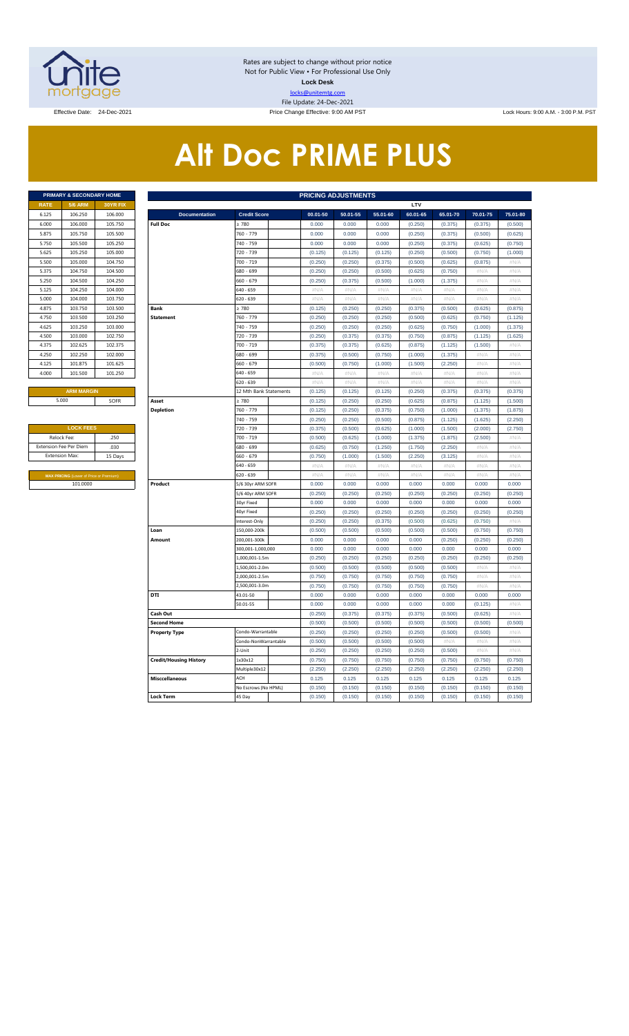Rates are subject to change without prior notice
Not for Public View • For Professional Use Only
**Lock Desk**
locks@unitemtg.com
File Update: 24-Dec-2021

Effective Date: 24-Dec-2021 | Price Change Effective: 9:00 AM PST | Lock Hours: 9:00 A.M. - 3:00 P.M. PST

# Alt Doc PRIME PLUS

| PRIMARY & SECONDARY HOME | | |
|---|---|---|
| RATE | 5/6 ARM | 30YR FIX |
| 6.125 | 106.250 | 106.000 |
| 6.000 | 106.000 | 105.750 |
| 5.875 | 105.750 | 105.500 |
| 5.750 | 105.500 | 105.250 |
| 5.625 | 105.250 | 105.000 |
| 5.500 | 105.000 | 104.750 |
| 5.375 | 104.750 | 104.500 |
| 5.250 | 104.500 | 104.250 |
| 5.125 | 104.250 | 104.000 |
| 5.000 | 104.000 | 103.750 |
| 4.875 | 103.750 | 103.500 |
| 4.750 | 103.500 | 103.250 |
| 4.625 | 103.250 | 103.000 |
| 4.500 | 103.000 | 102.750 |
| 4.375 | 102.625 | 102.375 |
| 4.250 | 102.250 | 102.000 |
| 4.125 | 101.875 | 101.625 |
| 4.000 | 101.500 | 101.250 |

| ARM MARGIN | |
|---|---|
| 5.000 | SOFR |

| LOCK FEES | |
|---|---|
| Relock Fee: | .250 |
| Extension Fee Per Diem | .030 |
| Extension Max: | 15 Days |

| MAX PRICING (Lower of Price or Premium) |
|---|
| 101.0000 |

| PRICING ADJUSTMENTS | | | | | | | | | |
|---|---|---|---|---|---|---|---|---|---|
| | | | LTV | | | | | | |
| Documentation | Credit Score | | 00.01-50 | 50.01-55 | 55.01-60 | 60.01-65 | 65.01-70 | 70.01-75 | 75.01-80 |
| Full Doc | ≥ 780 | | 0.000 | 0.000 | 0.000 | (0.250) | (0.375) | (0.375) | (0.500) |
| | 760 - 779 | | 0.000 | 0.000 | 0.000 | (0.250) | (0.375) | (0.500) | (0.625) |
| | 740 - 759 | | 0.000 | 0.000 | 0.000 | (0.250) | (0.375) | (0.625) | (0.750) |
| | 720 - 739 | | (0.125) | (0.125) | (0.125) | (0.250) | (0.500) | (0.750) | (1.000) |
| | 700 - 719 | | (0.250) | (0.250) | (0.375) | (0.500) | (0.625) | (0.875) | #N/A |
| | 680 - 699 | | (0.250) | (0.250) | (0.500) | (0.625) | (0.750) | #N/A | #N/A |
| | 660 - 679 | | (0.250) | (0.375) | (0.500) | (1.000) | (1.375) | #N/A | #N/A |
| | 640 - 659 | | #N/A | #N/A | #N/A | #N/A | #N/A | #N/A | #N/A |
| | 620 - 639 | | #N/A | #N/A | #N/A | #N/A | #N/A | #N/A | #N/A |
| Bank Statement | ≥ 780 | | (0.125) | (0.250) | (0.250) | (0.375) | (0.500) | (0.625) | (0.875) |
| | 760 - 779 | | (0.250) | (0.250) | (0.250) | (0.500) | (0.625) | (0.750) | (1.125) |
| | 740 - 759 | | (0.250) | (0.250) | (0.250) | (0.625) | (0.750) | (1.000) | (1.375) |
| | 720 - 739 | | (0.250) | (0.375) | (0.375) | (0.750) | (0.875) | (1.125) | (1.625) |
| | 700 - 719 | | (0.375) | (0.375) | (0.625) | (0.875) | (1.125) | (1.500) | #N/A |
| | 680 - 699 | | (0.375) | (0.500) | (0.750) | (1.000) | (1.375) | #N/A | #N/A |
| | 660 - 679 | | (0.500) | (0.750) | (1.000) | (1.500) | (2.250) | #N/A | #N/A |
| | 640 - 659 | | #N/A | #N/A | #N/A | #N/A | #N/A | #N/A | #N/A |
| | 620 - 639 | | #N/A | #N/A | #N/A | #N/A | #N/A | #N/A | #N/A |
| | 12 Mth Bank Statements | | (0.125) | (0.125) | (0.125) | (0.250) | (0.375) | (0.375) | (0.375) |
| Asset Depletion | ≥ 780 | | (0.125) | (0.250) | (0.250) | (0.625) | (0.875) | (1.125) | (1.500) |
| | 760 - 779 | | (0.125) | (0.250) | (0.375) | (0.750) | (1.000) | (1.375) | (1.875) |
| | 740 - 759 | | (0.250) | (0.250) | (0.500) | (0.875) | (1.125) | (1.625) | (2.250) |
| | 720 - 739 | | (0.375) | (0.500) | (0.625) | (1.000) | (1.500) | (2.000) | (2.750) |
| | 700 - 719 | | (0.500) | (0.625) | (1.000) | (1.375) | (1.875) | (2.500) | #N/A |
| | 680 - 699 | | (0.625) | (0.750) | (1.250) | (1.750) | (2.250) | #N/A | #N/A |
| | 660 - 679 | | (0.750) | (1.000) | (1.500) | (2.250) | (3.125) | #N/A | #N/A |
| | 640 - 659 | | #N/A | #N/A | #N/A | #N/A | #N/A | #N/A | #N/A |
| | 620 - 639 | | #N/A | #N/A | #N/A | #N/A | #N/A | #N/A | #N/A |
| Product | 5/6 30yr ARM SOFR | | 0.000 | 0.000 | 0.000 | 0.000 | 0.000 | 0.000 | 0.000 |
| | 5/6 40yr ARM SOFR | | (0.250) | (0.250) | (0.250) | (0.250) | (0.250) | (0.250) | (0.250) |
| | 30yr Fixed | | 0.000 | 0.000 | 0.000 | 0.000 | 0.000 | 0.000 | 0.000 |
| | 40yr Fixed | | (0.250) | (0.250) | (0.250) | (0.250) | (0.250) | (0.250) | (0.250) |
| | Interest-Only | | (0.250) | (0.250) | (0.375) | (0.500) | (0.625) | (0.750) | #N/A |
| Loan Amount | 150,000-200k | | (0.500) | (0.500) | (0.500) | (0.500) | (0.500) | (0.750) | (0.750) |
| | 200,001-300k | | 0.000 | 0.000 | 0.000 | 0.000 | (0.250) | (0.250) | (0.250) |
| | 300,001-1,000,000 | | 0.000 | 0.000 | 0.000 | 0.000 | 0.000 | 0.000 | 0.000 |
| | 1,000,001-1.5m | | (0.250) | (0.250) | (0.250) | (0.250) | (0.250) | (0.250) | (0.250) |
| | 1,500,001-2.0m | | (0.500) | (0.500) | (0.500) | (0.500) | (0.500) | #N/A | #N/A |
| | 2,000,001-2.5m | | (0.750) | (0.750) | (0.750) | (0.750) | (0.750) | #N/A | #N/A |
| | 2,500,001-3.0m | | (0.750) | (0.750) | (0.750) | (0.750) | (0.750) | #N/A | #N/A |
| DTI | 43.01-50 | | 0.000 | 0.000 | 0.000 | 0.000 | 0.000 | 0.000 | 0.000 |
| | 50.01-55 | | 0.000 | 0.000 | 0.000 | 0.000 | 0.000 | (0.125) | #N/A |
| Cash Out | | | (0.250) | (0.375) | (0.375) | (0.375) | (0.500) | (0.625) | #N/A |
| Second Home | | | (0.500) | (0.500) | (0.500) | (0.500) | (0.500) | (0.500) | (0.500) |
| Property Type | Condo-Warrantable | | (0.250) | (0.250) | (0.250) | (0.250) | (0.500) | (0.500) | #N/A |
| | Condo-NonWarrantable | | (0.500) | (0.500) | (0.500) | (0.500) | #N/A | #N/A | #N/A |
| | 2-Unit | | (0.250) | (0.250) | (0.250) | (0.250) | (0.500) | #N/A | #N/A |
| Credit/Housing History | 1x30x12 | | (0.750) | (0.750) | (0.750) | (0.750) | (0.750) | (0.750) | (0.750) |
| | Multiple30x12 | | (2.250) | (2.250) | (2.250) | (2.250) | (2.250) | (2.250) | (2.250) |
| Misccellaneous | ACH | | 0.125 | 0.125 | 0.125 | 0.125 | 0.125 | 0.125 | 0.125 |
| | No Escrows (No HPML) | | (0.150) | (0.150) | (0.150) | (0.150) | (0.150) | (0.150) | (0.150) |
| Lock Term | 45 Day | | (0.150) | (0.150) | (0.150) | (0.150) | (0.150) | (0.150) | (0.150) |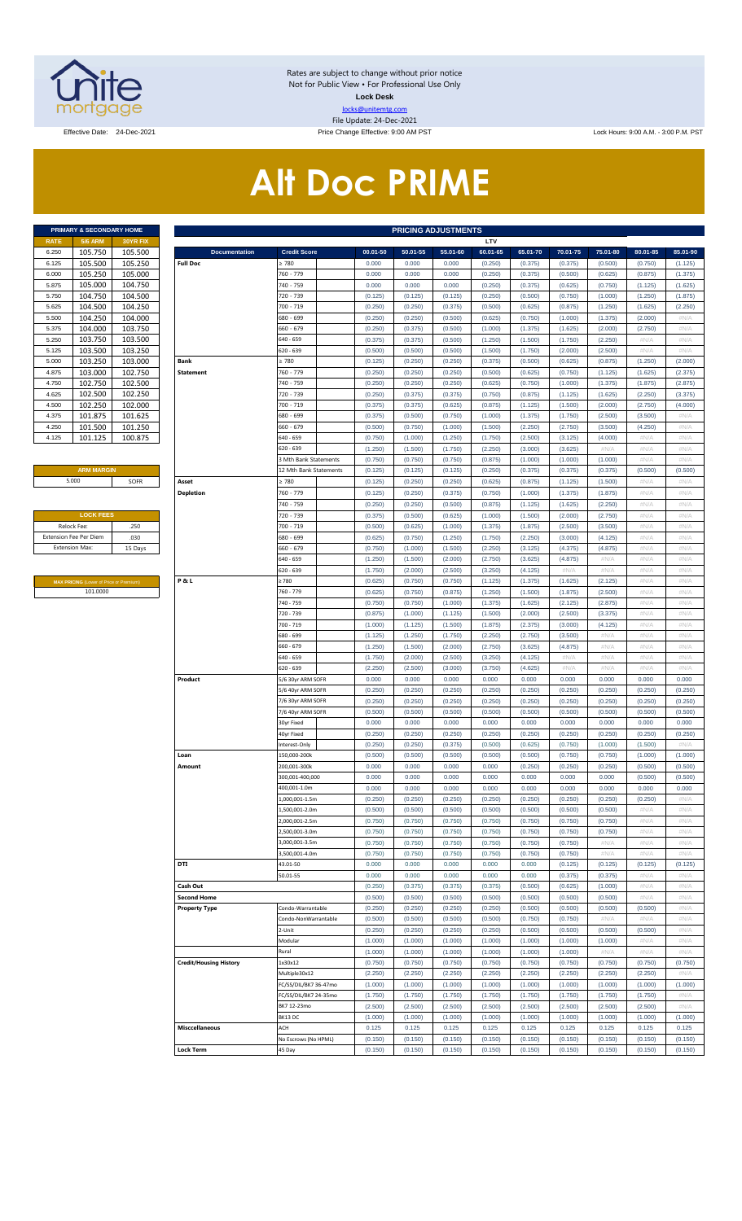Rates are subject to change without prior notice
Not for Public View • For Professional Use Only
**Lock Desk**
locks@unitemtg.com
File Update: 24-Dec-2021

Effective Date: 24-Dec-2021 | Price Change Effective: 9:00 AM PST | Lock Hours: 9:00 A.M. - 3:00 P.M. PST

# Alt Doc PRIME

| PRIMARY & SECONDARY HOME | | |
|---|---|---|
| RATE | 5/6 ARM | 30YR FIX |
| 6.250 | 105.750 | 105.500 |
| 6.125 | 105.500 | 105.250 |
| 6.000 | 105.250 | 105.000 |
| 5.875 | 105.000 | 104.750 |
| 5.750 | 104.750 | 104.500 |
| 5.625 | 104.500 | 104.250 |
| 5.500 | 104.250 | 104.000 |
| 5.375 | 104.000 | 103.750 |
| 5.250 | 103.750 | 103.500 |
| 5.125 | 103.500 | 103.250 |
| 5.000 | 103.250 | 103.000 |
| 4.875 | 103.000 | 102.750 |
| 4.750 | 102.750 | 102.500 |
| 4.625 | 102.500 | 102.250 |
| 4.500 | 102.250 | 102.000 |
| 4.375 | 101.875 | 101.625 |
| 4.250 | 101.500 | 101.250 |
| 4.125 | 101.125 | 100.875 |

| ARM MARGIN | |
|---|---|
| 5.000 | SOFR |

| LOCK FEES | |
|---|---|
| Relock Fee: | .250 |
| Extension Fee Per Diem | .030 |
| Extension Max: | 15 Days |

| MAX PRICING (Lower of Price or Premium) |
|---|
| 101.0000 |

| PRICING ADJUSTMENTS | | | | | | | | | | |
|---|---|---|---|---|---|---|---|---|---|---|
| | | LTV | | | | | | | | |
| Documentation | Credit Score | 00.01-50 | 50.01-55 | 55.01-60 | 60.01-65 | 65.01-70 | 70.01-75 | 75.01-80 | 80.01-85 | 85.01-90 |
| Full Doc | ≥ 780 | 0.000 | 0.000 | 0.000 | (0.250) | (0.375) | (0.375) | (0.500) | (0.750) | (1.125) |
| | 760 - 779 | 0.000 | 0.000 | 0.000 | (0.250) | (0.375) | (0.500) | (0.625) | (0.875) | (1.375) |
| | 740 - 759 | 0.000 | 0.000 | 0.000 | (0.250) | (0.375) | (0.625) | (0.750) | (1.125) | (1.625) |
| | 720 - 739 | (0.125) | (0.125) | (0.125) | (0.250) | (0.500) | (0.750) | (1.000) | (1.250) | (1.875) |
| | 700 - 719 | (0.250) | (0.250) | (0.375) | (0.500) | (0.625) | (0.875) | (1.250) | (1.625) | (2.250) |
| | 680 - 699 | (0.250) | (0.250) | (0.500) | (0.625) | (0.750) | (1.000) | (1.375) | (2.000) | #N/A |
| | 660 - 679 | (0.250) | (0.375) | (0.500) | (1.000) | (1.375) | (1.625) | (2.000) | (2.750) | #N/A |
| | 640 - 659 | (0.375) | (0.375) | (0.500) | (1.250) | (1.500) | (1.750) | (2.250) | #N/A | #N/A |
| | 620 - 639 | (0.500) | (0.500) | (0.500) | (1.500) | (1.750) | (2.000) | (2.500) | #N/A | #N/A |
| Bank Statement | ≥ 780 | (0.125) | (0.250) | (0.250) | (0.375) | (0.500) | (0.625) | (0.875) | (1.250) | (2.000) |
| | 760 - 779 | (0.250) | (0.250) | (0.250) | (0.500) | (0.625) | (0.750) | (1.125) | (1.625) | (2.375) |
| | 740 - 759 | (0.250) | (0.250) | (0.250) | (0.625) | (0.750) | (1.000) | (1.375) | (1.875) | (2.875) |
| | 720 - 739 | (0.250) | (0.375) | (0.375) | (0.750) | (0.875) | (1.125) | (1.625) | (2.250) | (3.375) |
| | 700 - 719 | (0.375) | (0.375) | (0.625) | (0.875) | (1.125) | (1.500) | (2.000) | (2.750) | (4.000) |
| | 680 - 699 | (0.375) | (0.500) | (0.750) | (1.000) | (1.375) | (1.750) | (2.500) | (3.500) | #N/A |
| | 660 - 679 | (0.500) | (0.750) | (1.000) | (1.500) | (2.250) | (2.750) | (3.500) | (4.250) | #N/A |
| | 640 - 659 | (0.750) | (1.000) | (1.250) | (1.750) | (2.500) | (3.125) | (4.000) | #N/A | #N/A |
| | 620 - 639 | (1.250) | (1.500) | (1.750) | (2.250) | (3.000) | (3.625) | #N/A | #N/A | #N/A |
| | 3 Mth Bank Statements | (0.750) | (0.750) | (0.750) | (0.875) | (1.000) | (1.000) | (1.000) | #N/A | #N/A |
| | 12 Mth Bank Statements | (0.125) | (0.125) | (0.125) | (0.250) | (0.375) | (0.375) | (0.375) | (0.500) | (0.500) |
| Asset Depletion | ≥ 780 | (0.125) | (0.250) | (0.250) | (0.625) | (0.875) | (1.125) | (1.500) | #N/A | #N/A |
| | 760 - 779 | (0.125) | (0.250) | (0.375) | (0.750) | (1.000) | (1.375) | (1.875) | #N/A | #N/A |
| | 740 - 759 | (0.250) | (0.250) | (0.500) | (0.875) | (1.125) | (1.625) | (2.250) | #N/A | #N/A |
| | 720 - 739 | (0.375) | (0.500) | (0.625) | (1.000) | (1.500) | (2.000) | (2.750) | #N/A | #N/A |
| | 700 - 719 | (0.500) | (0.625) | (1.000) | (1.375) | (1.875) | (2.500) | (3.500) | #N/A | #N/A |
| | 680 - 699 | (0.625) | (0.750) | (1.250) | (1.750) | (2.250) | (3.000) | (4.125) | #N/A | #N/A |
| | 660 - 679 | (0.750) | (1.000) | (1.500) | (2.250) | (3.125) | (4.375) | (4.875) | #N/A | #N/A |
| | 640 - 659 | (1.250) | (1.500) | (2.000) | (2.750) | (3.625) | (4.875) | #N/A | #N/A | #N/A |
| | 620 - 639 | (1.750) | (2.000) | (2.500) | (3.250) | (4.125) | #N/A | #N/A | #N/A | #N/A |
| P & L | ≥ 780 | (0.625) | (0.750) | (0.750) | (1.125) | (1.375) | (1.625) | (2.125) | #N/A | #N/A |
| | 760 - 779 | (0.625) | (0.750) | (0.875) | (1.250) | (1.500) | (1.875) | (2.500) | #N/A | #N/A |
| | 740 - 759 | (0.750) | (0.750) | (1.000) | (1.375) | (1.625) | (2.125) | (2.875) | #N/A | #N/A |
| | 720 - 739 | (0.875) | (1.000) | (1.125) | (1.500) | (2.000) | (2.500) | (3.375) | #N/A | #N/A |
| | 700 - 719 | (1.000) | (1.125) | (1.500) | (1.875) | (2.375) | (3.000) | (4.125) | #N/A | #N/A |
| | 680 - 699 | (1.125) | (1.250) | (1.750) | (2.250) | (2.750) | (3.500) | #N/A | #N/A | #N/A |
| | 660 - 679 | (1.250) | (1.500) | (2.000) | (2.750) | (3.625) | (4.875) | #N/A | #N/A | #N/A |
| | 640 - 659 | (1.750) | (2.000) | (2.500) | (3.250) | (4.125) | #N/A | #N/A | #N/A | #N/A |
| | 620 - 639 | (2.250) | (2.500) | (3.000) | (3.750) | (4.625) | #N/A | #N/A | #N/A | #N/A |
| Product | 5/6 30yr ARM SOFR | 0.000 | 0.000 | 0.000 | 0.000 | 0.000 | 0.000 | 0.000 | 0.000 | 0.000 |
| | 5/6 40yr ARM SOFR | (0.250) | (0.250) | (0.250) | (0.250) | (0.250) | (0.250) | (0.250) | (0.250) | (0.250) |
| | 7/6 30yr ARM SOFR | (0.250) | (0.250) | (0.250) | (0.250) | (0.250) | (0.250) | (0.250) | (0.250) | (0.250) |
| | 7/6 40yr ARM SOFR | (0.500) | (0.500) | (0.500) | (0.500) | (0.500) | (0.500) | (0.500) | (0.500) | (0.500) |
| | 30yr Fixed | 0.000 | 0.000 | 0.000 | 0.000 | 0.000 | 0.000 | 0.000 | 0.000 | 0.000 |
| | 40yr Fixed | (0.250) | (0.250) | (0.250) | (0.250) | (0.250) | (0.250) | (0.250) | (0.250) | (0.250) |
| | Interest-Only | (0.250) | (0.250) | (0.375) | (0.500) | (0.625) | (0.750) | (1.000) | (1.500) | #N/A |
| Loan Amount | 150,000-200k | (0.500) | (0.500) | (0.500) | (0.500) | (0.500) | (0.750) | (0.750) | (1.000) | (1.000) |
| | 200,001-300k | 0.000 | 0.000 | 0.000 | 0.000 | (0.250) | (0.250) | (0.250) | (0.500) | (0.500) |
| | 300,001-400,000 | 0.000 | 0.000 | 0.000 | 0.000 | 0.000 | 0.000 | 0.000 | (0.500) | (0.500) |
| | 400,001-1.0m | 0.000 | 0.000 | 0.000 | 0.000 | 0.000 | 0.000 | 0.000 | 0.000 | 0.000 |
| | 1,000,001-1.5m | (0.250) | (0.250) | (0.250) | (0.250) | (0.250) | (0.250) | (0.250) | (0.250) | #N/A |
| | 1,500,001-2.0m | (0.500) | (0.500) | (0.500) | (0.500) | (0.500) | (0.500) | (0.500) | #N/A | #N/A |
| | 2,000,001-2.5m | (0.750) | (0.750) | (0.750) | (0.750) | (0.750) | (0.750) | (0.750) | #N/A | #N/A |
| | 2,500,001-3.0m | (0.750) | (0.750) | (0.750) | (0.750) | (0.750) | (0.750) | (0.750) | #N/A | #N/A |
| | 3,000,001-3.5m | (0.750) | (0.750) | (0.750) | (0.750) | (0.750) | (0.750) | #N/A | #N/A | #N/A |
| | 3,500,001-4.0m | (0.750) | (0.750) | (0.750) | (0.750) | (0.750) | (0.750) | #N/A | #N/A | #N/A |
| DTI | 43.01-50 | 0.000 | 0.000 | 0.000 | 0.000 | 0.000 | (0.125) | (0.125) | (0.125) | (0.125) |
| | 50.01-55 | 0.000 | 0.000 | 0.000 | 0.000 | 0.000 | (0.375) | (0.375) | #N/A | #N/A |
| Cash Out | | (0.250) | (0.375) | (0.375) | (0.375) | (0.500) | (0.625) | (1.000) | #N/A | #N/A |
| Second Home | | (0.500) | (0.500) | (0.500) | (0.500) | (0.500) | (0.500) | (0.500) | #N/A | #N/A |
| Property Type | Condo-Warrantable | (0.250) | (0.250) | (0.250) | (0.250) | (0.500) | (0.500) | (0.500) | (0.500) | #N/A |
| | Condo-NonWarrantable | (0.500) | (0.500) | (0.500) | (0.500) | (0.750) | (0.750) | #N/A | #N/A | #N/A |
| | 2-Unit | (0.250) | (0.250) | (0.250) | (0.250) | (0.500) | (0.500) | (0.500) | (0.500) | #N/A |
| | Modular | (1.000) | (1.000) | (1.000) | (1.000) | (1.000) | (1.000) | (1.000) | #N/A | #N/A |
| | Rural | (1.000) | (1.000) | (1.000) | (1.000) | (1.000) | (1.000) | #N/A | #N/A | #N/A |
| Credit/Housing History | 1x30x12 | (0.750) | (0.750) | (0.750) | (0.750) | (0.750) | (0.750) | (0.750) | (0.750) | (0.750) |
| | Multiple30x12 | (2.250) | (2.250) | (2.250) | (2.250) | (2.250) | (2.250) | (2.250) | (2.250) | #N/A |
| | FC/SS/DIL/BK7 36-47mo | (1.000) | (1.000) | (1.000) | (1.000) | (1.000) | (1.000) | (1.000) | (1.000) | (1.000) |
| | FC/SS/DIL/BK7 24-35mo | (1.750) | (1.750) | (1.750) | (1.750) | (1.750) | (1.750) | (1.750) | (1.750) | #N/A |
| | BK7 12-23mo | (2.500) | (2.500) | (2.500) | (2.500) | (2.500) | (2.500) | (2.500) | (2.500) | #N/A |
| | BK13 DC | (1.000) | (1.000) | (1.000) | (1.000) | (1.000) | (1.000) | (1.000) | (1.000) | (1.000) |
| Misccellaneous | ACH | 0.125 | 0.125 | 0.125 | 0.125 | 0.125 | 0.125 | 0.125 | 0.125 | 0.125 |
| | No Escrows (No HPML) | (0.150) | (0.150) | (0.150) | (0.150) | (0.150) | (0.150) | (0.150) | (0.150) | (0.150) |
| Lock Term | 45 Day | (0.150) | (0.150) | (0.150) | (0.150) | (0.150) | (0.150) | (0.150) | (0.150) | (0.150) |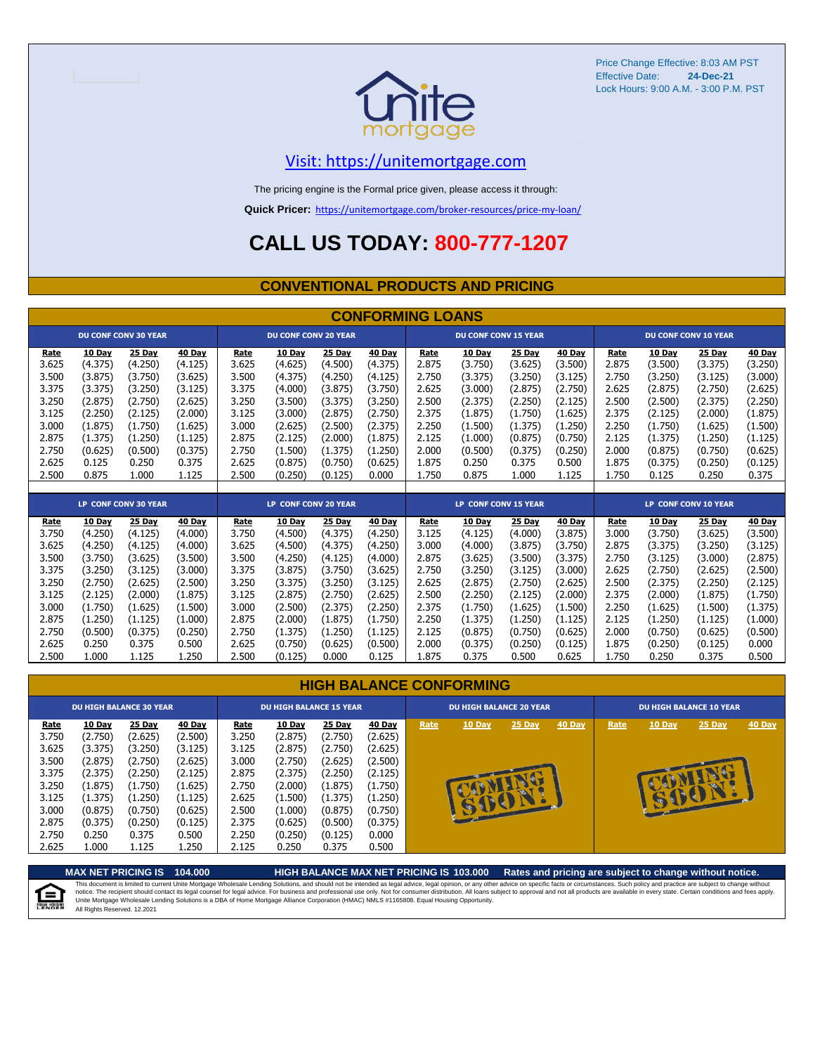Price Change Effective: 8:03 AM PST
Effective Date: **24-Dec-21**
Lock Hours: 9:00 A.M. - 3:00 P.M. PST

[Visit: https://unitemortgage.com](https://unitemortgage.com)

The pricing engine is the Formal price given, please access it through:

**Quick Pricer:** [https://unitemortgage.com/broker-resources/price-my-loan/](https://unitemortgage.com/broker-resources/price-my-loan/)

# CALL US TODAY: 800-777-1207

## CONVENTIONAL PRODUCTS AND PRICING

### CONFORMING LOANS

| DU CONF CONV 30 YEAR | | | | DU CONF CONV 20 YEAR | | | | DU CONF CONV 15 YEAR | | | | DU CONF CONV 10 YEAR | | | |
|---|---|---|---|---|---|---|---|---|---|---|---|---|---|---|---|
| Rate | 10 Day | 25 Day | 40 Day | Rate | 10 Day | 25 Day | 40 Day | Rate | 10 Day | 25 Day | 40 Day | Rate | 10 Day | 25 Day | 40 Day |
| 3.625 | (4.375) | (4.250) | (4.125) | 3.625 | (4.625) | (4.500) | (4.375) | 2.875 | (3.750) | (3.625) | (3.500) | 2.875 | (3.500) | (3.375) | (3.250) |
| 3.500 | (3.875) | (3.750) | (3.625) | 3.500 | (4.375) | (4.250) | (4.125) | 2.750 | (3.375) | (3.250) | (3.125) | 2.750 | (3.250) | (3.125) | (3.000) |
| 3.375 | (3.375) | (3.250) | (3.125) | 3.375 | (4.000) | (3.875) | (3.750) | 2.625 | (3.000) | (2.875) | (2.750) | 2.625 | (2.875) | (2.750) | (2.625) |
| 3.250 | (2.875) | (2.750) | (2.625) | 3.250 | (3.500) | (3.375) | (3.250) | 2.500 | (2.375) | (2.250) | (2.125) | 2.500 | (2.500) | (2.375) | (2.250) |
| 3.125 | (2.250) | (2.125) | (2.000) | 3.125 | (3.000) | (2.875) | (2.750) | 2.375 | (1.875) | (1.750) | (1.625) | 2.375 | (2.125) | (2.000) | (1.875) |
| 3.000 | (1.875) | (1.750) | (1.625) | 3.000 | (2.625) | (2.500) | (2.375) | 2.250 | (1.500) | (1.375) | (1.250) | 2.250 | (1.750) | (1.625) | (1.500) |
| 2.875 | (1.375) | (1.250) | (1.125) | 2.875 | (2.125) | (2.000) | (1.875) | 2.125 | (1.000) | (0.875) | (0.750) | 2.125 | (1.375) | (1.250) | (1.125) |
| 2.750 | (0.625) | (0.500) | (0.375) | 2.750 | (1.500) | (1.375) | (1.250) | 2.000 | (0.500) | (0.375) | (0.250) | 2.000 | (0.875) | (0.750) | (0.625) |
| 2.625 | 0.125 | 0.250 | 0.375 | 2.625 | (0.875) | (0.750) | (0.625) | 1.875 | 0.250 | 0.375 | 0.500 | 1.875 | (0.375) | (0.250) | (0.125) |
| 2.500 | 0.875 | 1.000 | 1.125 | 2.500 | (0.250) | (0.125) | 0.000 | 1.750 | 0.875 | 1.000 | 1.125 | 1.750 | 0.125 | 0.250 | 0.375 |

| LP CONF CONV 30 YEAR | | | | LP CONF CONV 20 YEAR | | | | LP CONF CONV 15 YEAR | | | | LP CONF CONV 10 YEAR | | | |
|---|---|---|---|---|---|---|---|---|---|---|---|---|---|---|---|
| Rate | 10 Day | 25 Day | 40 Day | Rate | 10 Day | 25 Day | 40 Day | Rate | 10 Day | 25 Day | 40 Day | Rate | 10 Day | 25 Day | 40 Day |
| 3.750 | (4.250) | (4.125) | (4.000) | 3.750 | (4.500) | (4.375) | (4.250) | 3.125 | (4.125) | (4.000) | (3.875) | 3.000 | (3.750) | (3.625) | (3.500) |
| 3.625 | (4.250) | (4.125) | (4.000) | 3.625 | (4.500) | (4.375) | (4.250) | 3.000 | (4.000) | (3.875) | (3.750) | 2.875 | (3.375) | (3.250) | (3.125) |
| 3.500 | (3.750) | (3.625) | (3.500) | 3.500 | (4.250) | (4.125) | (4.000) | 2.875 | (3.625) | (3.500) | (3.375) | 2.750 | (3.125) | (3.000) | (2.875) |
| 3.375 | (3.250) | (3.125) | (3.000) | 3.375 | (3.875) | (3.750) | (3.625) | 2.750 | (3.250) | (3.125) | (3.000) | 2.625 | (2.750) | (2.625) | (2.500) |
| 3.250 | (2.750) | (2.625) | (2.500) | 3.250 | (3.375) | (3.250) | (3.125) | 2.625 | (2.875) | (2.750) | (2.625) | 2.500 | (2.375) | (2.250) | (2.125) |
| 3.125 | (2.125) | (2.000) | (1.875) | 3.125 | (2.875) | (2.750) | (2.625) | 2.500 | (2.250) | (2.125) | (2.000) | 2.375 | (2.000) | (1.875) | (1.750) |
| 3.000 | (1.750) | (1.625) | (1.500) | 3.000 | (2.500) | (2.375) | (2.250) | 2.375 | (1.750) | (1.625) | (1.500) | 2.250 | (1.625) | (1.500) | (1.375) |
| 2.875 | (1.250) | (1.125) | (1.000) | 2.875 | (2.000) | (1.875) | (1.750) | 2.250 | (1.375) | (1.250) | (1.125) | 2.125 | (1.250) | (1.125) | (1.000) |
| 2.750 | (0.500) | (0.375) | (0.250) | 2.750 | (1.375) | (1.250) | (1.125) | 2.125 | (0.875) | (0.750) | (0.625) | 2.000 | (0.750) | (0.625) | (0.500) |
| 2.625 | 0.250 | 0.375 | 0.500 | 2.625 | (0.750) | (0.625) | (0.500) | 2.000 | (0.375) | (0.250) | (0.125) | 1.875 | (0.250) | (0.125) | 0.000 |
| 2.500 | 1.000 | 1.125 | 1.250 | 2.500 | (0.125) | 0.000 | 0.125 | 1.875 | 0.375 | 0.500 | 0.625 | 1.750 | 0.250 | 0.375 | 0.500 |

### HIGH BALANCE CONFORMING

| DU HIGH BALANCE 30 YEAR | | | | DU HIGH BALANCE 15 YEAR | | | | DU HIGH BALANCE 20 YEAR | | | | DU HIGH BALANCE 10 YEAR | | | |
|---|---|---|---|---|---|---|---|---|---|---|---|---|---|---|---|
| Rate | 10 Day | 25 Day | 40 Day | Rate | 10 Day | 25 Day | 40 Day | Rate | 10 Day | 25 Day | 40 Day | Rate | 10 Day | 25 Day | 40 Day |
| 3.750 | (2.750) | (2.625) | (2.500) | 3.250 | (2.875) | (2.750) | (2.625) | COMING SOON! | | | | COMING SOON! | | | |
| 3.625 | (3.375) | (3.250) | (3.125) | 3.125 | (2.875) | (2.750) | (2.625) | | | | | | | | |
| 3.500 | (2.875) | (2.750) | (2.625) | 3.000 | (2.750) | (2.625) | (2.500) | | | | | | | | |
| 3.375 | (2.375) | (2.250) | (2.125) | 2.875 | (2.375) | (2.250) | (2.125) | | | | | | | | |
| 3.250 | (1.875) | (1.750) | (1.625) | 2.750 | (2.000) | (1.875) | (1.750) | | | | | | | | |
| 3.125 | (1.375) | (1.250) | (1.125) | 2.625 | (1.500) | (1.375) | (1.250) | | | | | | | | |
| 3.000 | (0.875) | (0.750) | (0.625) | 2.500 | (1.000) | (0.875) | (0.750) | | | | | | | | |
| 2.875 | (0.375) | (0.250) | (0.125) | 2.375 | (0.625) | (0.500) | (0.375) | | | | | | | | |
| 2.750 | 0.250 | 0.375 | 0.500 | 2.250 | (0.250) | (0.125) | 0.000 | | | | | | | | |
| 2.625 | 1.000 | 1.125 | 1.250 | 2.125 | 0.250 | 0.375 | 0.500 | | | | | | | | |

**MAX NET PRICING IS 104.000** **HIGH BALANCE MAX NET PRICING IS 103.000** **Rates and pricing are subject to change without notice.**

This document is limited to current Unite Mortgage Wholesale Lending Solutions, and should not be intended as legal advice, legal opinion, or any other advice on specific facts or circumstances. Such policy and practice are subject to change without notice. The recipient should contact its legal counsel for legal advice. For business and professional use only. Not for consumer distribution. All loans subject to approval and not all products are available in every state. Certain conditions and fees apply. Unite Mortgage Wholesale Lending Solutions is a DBA of Home Mortgage Alliance Corporation (HMAC) NMLS #1165808. Equal Housing Opportunity.
All Rights Reserved. 12.2021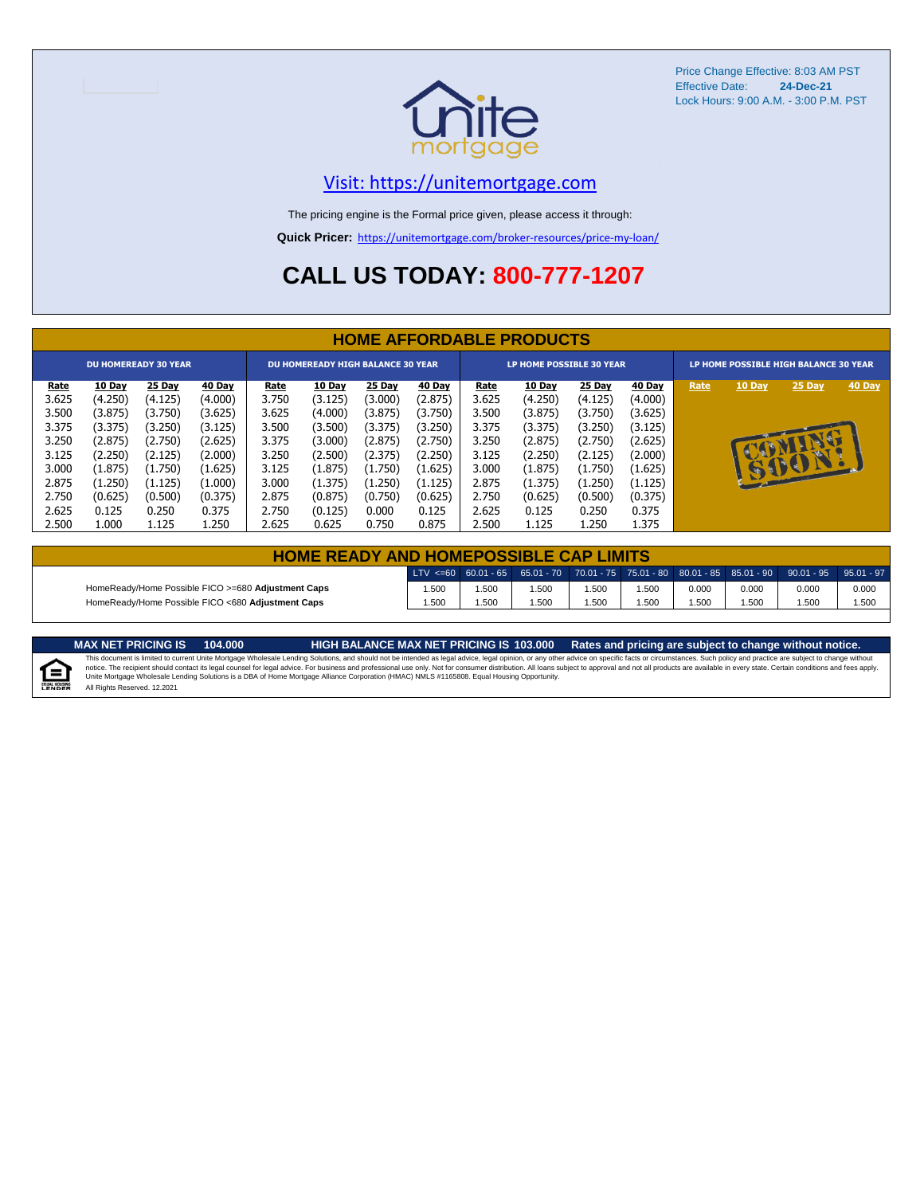Price Change Effective: 8:03 AM PST
Effective Date: **24-Dec-21**
Lock Hours: 9:00 A.M. - 3:00 P.M. PST

Visit: https://unitemortgage.com

The pricing engine is the Formal price given, please access it through:

**Quick Pricer:** https://unitemortgage.com/broker-resources/price-my-loan/

# CALL US TODAY: 800-777-1207

## HOME AFFORDABLE PRODUCTS

| DU HOMEREADY 30 YEAR | | | | DU HOMEREADY HIGH BALANCE 30 YEAR | | | | LP HOME POSSIBLE 30 YEAR | | | | LP HOME POSSIBLE HIGH BALANCE 30 YEAR | | | |
|---|---|---|---|---|---|---|---|---|---|---|---|---|---|---|---|
| Rate | 10 Day | 25 Day | 40 Day | Rate | 10 Day | 25 Day | 40 Day | Rate | 10 Day | 25 Day | 40 Day | Rate | 10 Day | 25 Day | 40 Day |
| 3.625 | (4.250) | (4.125) | (4.000) | 3.750 | (3.125) | (3.000) | (2.875) | 3.625 | (4.250) | (4.125) | (4.000) | | | | |
| 3.500 | (3.875) | (3.750) | (3.625) | 3.625 | (4.000) | (3.875) | (3.750) | 3.500 | (3.875) | (3.750) | (3.625) | | | | |
| 3.375 | (3.375) | (3.250) | (3.125) | 3.500 | (3.500) | (3.375) | (3.250) | 3.375 | (3.375) | (3.250) | (3.125) | | | | |
| 3.250 | (2.875) | (2.750) | (2.625) | 3.375 | (3.000) | (2.875) | (2.750) | 3.250 | (2.875) | (2.750) | (2.625) | COMING SOON! | | | |
| 3.125 | (2.250) | (2.125) | (2.000) | 3.250 | (2.500) | (2.375) | (2.250) | 3.125 | (2.250) | (2.125) | (2.000) | | | | |
| 3.000 | (1.875) | (1.750) | (1.625) | 3.125 | (1.875) | (1.750) | (1.625) | 3.000 | (1.875) | (1.750) | (1.625) | | | | |
| 2.875 | (1.250) | (1.125) | (1.000) | 3.000 | (1.375) | (1.250) | (1.125) | 2.875 | (1.375) | (1.250) | (1.125) | | | | |
| 2.750 | (0.625) | (0.500) | (0.375) | 2.875 | (0.875) | (0.750) | (0.625) | 2.750 | (0.625) | (0.500) | (0.375) | | | | |
| 2.625 | 0.125 | 0.250 | 0.375 | 2.750 | (0.125) | 0.000 | 0.125 | 2.625 | 0.125 | 0.250 | 0.375 | | | | |
| 2.500 | 1.000 | 1.125 | 1.250 | 2.625 | 0.625 | 0.750 | 0.875 | 2.500 | 1.125 | 1.250 | 1.375 | | | | |

## HOME READY AND HOMEPOSSIBLE CAP LIMITS

| | LTV <=60 | 60.01 - 65 | 65.01 - 70 | 70.01 - 75 | 75.01 - 80 | 80.01 - 85 | 85.01 - 90 | 90.01 - 95 | 95.01 - 97 |
|---|---|---|---|---|---|---|---|---|---|
| HomeReady/Home Possible FICO >=680 **Adjustment Caps** | 1.500 | 1.500 | 1.500 | 1.500 | 1.500 | 0.000 | 0.000 | 0.000 | 0.000 |
| HomeReady/Home Possible FICO <680 **Adjustment Caps** | 1.500 | 1.500 | 1.500 | 1.500 | 1.500 | 1.500 | 1.500 | 1.500 | 1.500 |

**MAX NET PRICING IS 104.000** **HIGH BALANCE MAX NET PRICING IS 103.000** **Rates and pricing are subject to change without notice.**

This document is limited to current Unite Mortgage Wholesale Lending Solutions, and should not be intended as legal advice, legal opinion, or any other advice on specific facts or circumstances. Such policy and practice are subject to change without notice. The recipient should contact its legal counsel for legal advice. For business and professional use only. Not for consumer distribution. All loans subject to approval and not all products are available in every state. Certain conditions and fees apply. Unite Mortgage Wholesale Lending Solutions is a DBA of Home Mortgage Alliance Corporation (HMAC) NMLS #1165808. Equal Housing Opportunity.
All Rights Reserved. 12.2021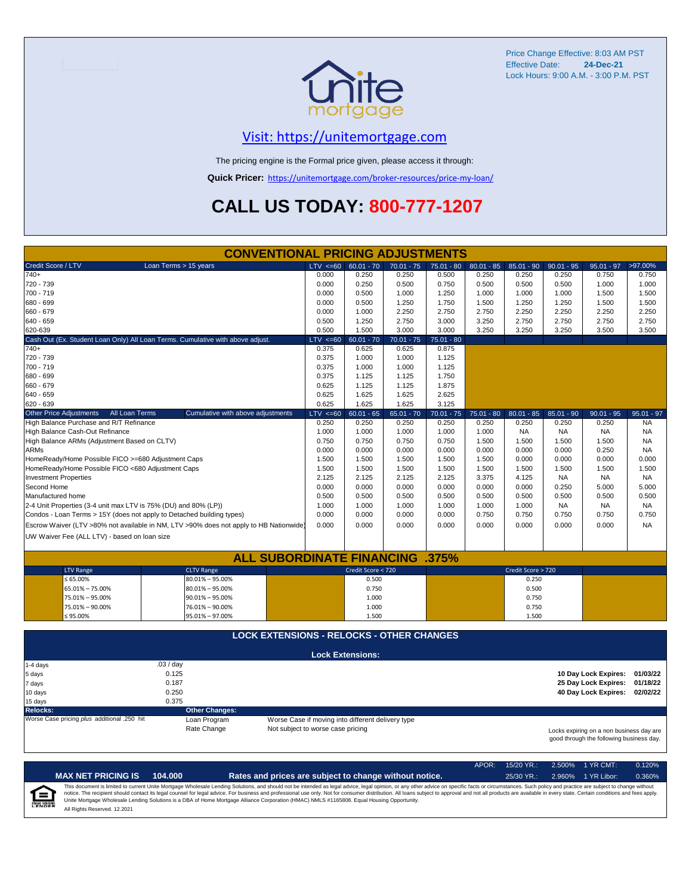Price Change Effective: 8:03 AM PST
Effective Date: **24-Dec-21**
Lock Hours: 9:00 A.M. - 3:00 P.M. PST

## Visit: https://unitemortgage.com

The pricing engine is the Formal price given, please access it through:

**Quick Pricer:** https://unitemortgage.com/broker-resources/price-my-loan/

# CALL US TODAY: 800-777-1207

## CONVENTIONAL PRICING ADJUSTMENTS

| Credit Score / LTV — Loan Terms > 15 years | LTV <=60 | 60.01 - 70 | 70.01 - 75 | 75.01 - 80 | 80.01 - 85 | 85.01 - 90 | 90.01 - 95 | 95.01 - 97 | >97.00% |
|---|---|---|---|---|---|---|---|---|---|
| 740+ | 0.000 | 0.250 | 0.250 | 0.500 | 0.250 | 0.250 | 0.250 | 0.750 | 0.750 |
| 720 - 739 | 0.000 | 0.250 | 0.500 | 0.750 | 0.500 | 0.500 | 0.500 | 1.000 | 1.000 |
| 700 - 719 | 0.000 | 0.500 | 1.000 | 1.250 | 1.000 | 1.000 | 1.000 | 1.500 | 1.500 |
| 680 - 699 | 0.000 | 0.500 | 1.250 | 1.750 | 1.500 | 1.250 | 1.250 | 1.500 | 1.500 |
| 660 - 679 | 0.000 | 1.000 | 2.250 | 2.750 | 2.750 | 2.250 | 2.250 | 2.250 | 2.250 |
| 640 - 659 | 0.500 | 1.250 | 2.750 | 3.000 | 3.250 | 2.750 | 2.750 | 2.750 | 2.750 |
| 620-639 | 0.500 | 1.500 | 3.000 | 3.000 | 3.250 | 3.250 | 3.250 | 3.500 | 3.500 |

| Cash Out (Ex. Student Loan Only) All Loan Terms. Cumulative with above adjust. | LTV <=60 | 60.01 - 70 | 70.01 - 75 | 75.01 - 80 |
|---|---|---|---|---|
| 740+ | 0.375 | 0.625 | 0.625 | 0.875 |
| 720 - 739 | 0.375 | 1.000 | 1.000 | 1.125 |
| 700 - 719 | 0.375 | 1.000 | 1.000 | 1.125 |
| 680 - 699 | 0.375 | 1.125 | 1.125 | 1.750 |
| 660 - 679 | 0.625 | 1.125 | 1.125 | 1.875 |
| 640 - 659 | 0.625 | 1.625 | 1.625 | 2.625 |
| 620 - 639 | 0.625 | 1.625 | 1.625 | 3.125 |

| Other Price Adjustments — All Loan Terms — Cumulative with above adjustments | LTV <=60 | 60.01 - 65 | 65.01 - 70 | 70.01 - 75 | 75.01 - 80 | 80.01 - 85 | 85.01 - 90 | 90.01 - 95 | 95.01 - 97 |
|---|---|---|---|---|---|---|---|---|---|
| High Balance Purchase and R/T Refinance | 0.250 | 0.250 | 0.250 | 0.250 | 0.250 | 0.250 | 0.250 | 0.250 | NA |
| High Balance Cash-Out Refinance | 1.000 | 1.000 | 1.000 | 1.000 | 1.000 | NA | NA | NA | NA |
| High Balance ARMs (Adjustment Based on CLTV) | 0.750 | 0.750 | 0.750 | 0.750 | 1.500 | 1.500 | 1.500 | 1.500 | NA |
| ARMs | 0.000 | 0.000 | 0.000 | 0.000 | 0.000 | 0.000 | 0.000 | 0.250 | NA |
| HomeReady/Home Possible FICO >=680 Adjustment Caps | 1.500 | 1.500 | 1.500 | 1.500 | 1.500 | 0.000 | 0.000 | 0.000 | 0.000 |
| HomeReady/Home Possible FICO <680 Adjustment Caps | 1.500 | 1.500 | 1.500 | 1.500 | 1.500 | 1.500 | 1.500 | 1.500 | 1.500 |
| Investment Properties | 2.125 | 2.125 | 2.125 | 2.125 | 3.375 | 4.125 | NA | NA | NA |
| Second Home | 0.000 | 0.000 | 0.000 | 0.000 | 0.000 | 0.000 | 0.250 | 5.000 | 5.000 |
| Manufactured home | 0.500 | 0.500 | 0.500 | 0.500 | 0.500 | 0.500 | 0.500 | 0.500 | 0.500 |
| 2-4 Unit Properties (3-4 unit max LTV is 75% (DU) and 80% (LP)) | 1.000 | 1.000 | 1.000 | 1.000 | 1.000 | 1.000 | NA | NA | NA |
| Condos - Loan Terms > 15Y (does not apply to Detached building types) | 0.000 | 0.000 | 0.000 | 0.000 | 0.750 | 0.750 | 0.750 | 0.750 | 0.750 |
| Escrow Waiver (LTV >80% not available in NM, LTV >90% does not apply to HB Nationwide) | 0.000 | 0.000 | 0.000 | 0.000 | 0.000 | 0.000 | 0.000 | 0.000 | NA |
| UW Waiver Fee (ALL LTV) - based on loan size | | | | | | | | | |

## ALL SUBORDINATE FINANCING .375%

| LTV Range | CLTV Range | Credit Score < 720 | Credit Score > 720 |
|---|---|---|---|
| ≤ 65.00% | 80.01% – 95.00% | 0.500 | 0.250 |
| 65.01% – 75.00% | 80.01% – 95.00% | 0.750 | 0.500 |
| 75.01% – 95.00% | 90.01% – 95.00% | 1.000 | 0.750 |
| 75.01% – 90.00% | 76.01% – 90.00% | 1.000 | 0.750 |
| ≤ 95.00% | 95.01% – 97.00% | 1.500 | 1.500 |

## LOCK EXTENSIONS - RELOCKS - OTHER CHANGES

### Lock Extensions:

| Days | Cost |
|---|---|
| 1-4 days | .03 / day |
| 5 days | 0.125 |
| 7 days | 0.187 |
| 10 days | 0.250 |
| 15 days | 0.375 |

**10 Day Lock Expires:** 01/03/22
**25 Day Lock Expires:** 01/18/22
**40 Day Lock Expires:** 02/02/22

**Relocks:** Worse Case pricing *plus* additional .250 hit

**Other Changes:**

| | |
|---|---|
| Loan Program | Worse Case if moving into different delivery type |
| Rate Change | Not subject to worse case pricing |

Locks expiring on a non business day are good through the following business day.

| APOR: | 15/20 YR.: | 2.500% | 1 YR CMT: | 0.120% |
|---|---|---|---|---|
| | 25/30 YR.: | 2.960% | 1 YR Libor: | 0.360% |

**MAX NET PRICING IS 104.000** — **Rates and prices are subject to change without notice.**

This document is limited to current Unite Mortgage Wholesale Lending Solutions, and should not be intended as legal advice, legal opinion, or any other advice on specific facts or circumstances. Such policy and practice are subject to change without notice. The recipient should contact its legal counsel for legal advice. For business and professional use only. Not for consumer distribution. All loans subject to approval and not all products are available in every state. Certain conditions and fees apply. Unite Mortgage Wholesale Lending Solutions is a DBA of Home Mortgage Alliance Corporation (HMAC) NMLS #1165808. Equal Housing Opportunity.

All Rights Reserved. 12.2021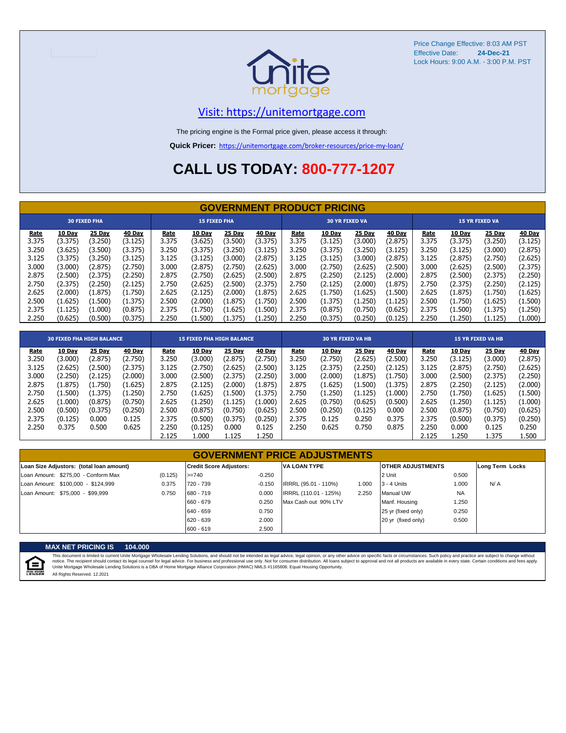Price Change Effective: 8:03 AM PST
Effective Date: **24-Dec-21**
Lock Hours: 9:00 A.M. - 3:00 P.M. PST

unite mortgage

## Visit: https://unitemortgage.com

The pricing engine is the Formal price given, please access it through:

**Quick Pricer:** https://unitemortgage.com/broker-resources/price-my-loan/

# CALL US TODAY: 800-777-1207

## GOVERNMENT PRODUCT PRICING

| 30 FIXED FHA | | | | 15 FIXED FHA | | | | 30 YR FIXED VA | | | | 15 YR FIXED VA | | | |
|---|---|---|---|---|---|---|---|---|---|---|---|---|---|---|---|
| Rate | 10 Day | 25 Day | 40 Day | Rate | 10 Day | 25 Day | 40 Day | Rate | 10 Day | 25 Day | 40 Day | Rate | 10 Day | 25 Day | 40 Day |
| 3.375 | (3.375) | (3.250) | (3.125) | 3.375 | (3.625) | (3.500) | (3.375) | 3.375 | (3.125) | (3.000) | (2.875) | 3.375 | (3.375) | (3.250) | (3.125) |
| 3.250 | (3.625) | (3.500) | (3.375) | 3.250 | (3.375) | (3.250) | (3.125) | 3.250 | (3.375) | (3.250) | (3.125) | 3.250 | (3.125) | (3.000) | (2.875) |
| 3.125 | (3.375) | (3.250) | (3.125) | 3.125 | (3.125) | (3.000) | (2.875) | 3.125 | (3.125) | (3.000) | (2.875) | 3.125 | (2.875) | (2.750) | (2.625) |
| 3.000 | (3.000) | (2.875) | (2.750) | 3.000 | (2.875) | (2.750) | (2.625) | 3.000 | (2.750) | (2.625) | (2.500) | 3.000 | (2.625) | (2.500) | (2.375) |
| 2.875 | (2.500) | (2.375) | (2.250) | 2.875 | (2.750) | (2.625) | (2.500) | 2.875 | (2.250) | (2.125) | (2.000) | 2.875 | (2.500) | (2.375) | (2.250) |
| 2.750 | (2.375) | (2.250) | (2.125) | 2.750 | (2.625) | (2.500) | (2.375) | 2.750 | (2.125) | (2.000) | (1.875) | 2.750 | (2.375) | (2.250) | (2.125) |
| 2.625 | (2.000) | (1.875) | (1.750) | 2.625 | (2.125) | (2.000) | (1.875) | 2.625 | (1.750) | (1.625) | (1.500) | 2.625 | (1.875) | (1.750) | (1.625) |
| 2.500 | (1.625) | (1.500) | (1.375) | 2.500 | (2.000) | (1.875) | (1.750) | 2.500 | (1.375) | (1.250) | (1.125) | 2.500 | (1.750) | (1.625) | (1.500) |
| 2.375 | (1.125) | (1.000) | (0.875) | 2.375 | (1.750) | (1.625) | (1.500) | 2.375 | (0.875) | (0.750) | (0.625) | 2.375 | (1.500) | (1.375) | (1.250) |
| 2.250 | (0.625) | (0.500) | (0.375) | 2.250 | (1.500) | (1.375) | (1.250) | 2.250 | (0.375) | (0.250) | (0.125) | 2.250 | (1.250) | (1.125) | (1.000) |

| 30 FIXED FHA HIGH BALANCE | | | | 15 FIXED FHA HIGH BALANCE | | | | 30 YR FIXED VA HB | | | | 15 YR FIXED VA HB | | | |
|---|---|---|---|---|---|---|---|---|---|---|---|---|---|---|---|
| Rate | 10 Day | 25 Day | 40 Day | Rate | 10 Day | 25 Day | 40 Day | Rate | 10 Day | 25 Day | 40 Day | Rate | 10 Day | 25 Day | 40 Day |
| 3.250 | (3.000) | (2.875) | (2.750) | 3.250 | (3.000) | (2.875) | (2.750) | 3.250 | (2.750) | (2.625) | (2.500) | 3.250 | (3.125) | (3.000) | (2.875) |
| 3.125 | (2.625) | (2.500) | (2.375) | 3.125 | (2.750) | (2.625) | (2.500) | 3.125 | (2.375) | (2.250) | (2.125) | 3.125 | (2.875) | (2.750) | (2.625) |
| 3.000 | (2.250) | (2.125) | (2.000) | 3.000 | (2.500) | (2.375) | (2.250) | 3.000 | (2.000) | (1.875) | (1.750) | 3.000 | (2.500) | (2.375) | (2.250) |
| 2.875 | (1.875) | (1.750) | (1.625) | 2.875 | (2.125) | (2.000) | (1.875) | 2.875 | (1.625) | (1.500) | (1.375) | 2.875 | (2.250) | (2.125) | (2.000) |
| 2.750 | (1.500) | (1.375) | (1.250) | 2.750 | (1.625) | (1.500) | (1.375) | 2.750 | (1.250) | (1.125) | (1.000) | 2.750 | (1.750) | (1.625) | (1.500) |
| 2.625 | (1.000) | (0.875) | (0.750) | 2.625 | (1.250) | (1.125) | (1.000) | 2.625 | (0.750) | (0.625) | (0.500) | 2.625 | (1.250) | (1.125) | (1.000) |
| 2.500 | (0.500) | (0.375) | (0.250) | 2.500 | (0.875) | (0.750) | (0.625) | 2.500 | (0.250) | (0.125) | 0.000 | 2.500 | (0.875) | (0.750) | (0.625) |
| 2.375 | (0.125) | 0.000 | 0.125 | 2.375 | (0.500) | (0.375) | (0.250) | 2.375 | 0.125 | 0.250 | 0.375 | 2.375 | (0.500) | (0.375) | (0.250) |
| 2.250 | 0.375 | 0.500 | 0.625 | 2.250 | (0.125) | 0.000 | 0.125 | 2.250 | 0.625 | 0.750 | 0.875 | 2.250 | 0.000 | 0.125 | 0.250 |
| | | | | 2.125 | 1.000 | 1.125 | 1.250 | | | | | 2.125 | 1.250 | 1.375 | 1.500 |

## GOVERNMENT PRICE ADJUSTMENTS

| Loan Size Adjustors: (total loan amount) | | Credit Score Adjustors: | | VA LOAN TYPE | | OTHER ADJUSTMENTS | | Long Term Locks |
|---|---|---|---|---|---|---|---|---|
| Loan Amount: $275,00 - Conform Max | (0.125) | >=740 | -0.250 | | | 2 Unit | 0.500 | |
| Loan Amount: $100,000 - $124,999 | 0.375 | 720 - 739 | -0.150 | IRRRL (95.01 - 110%) | 1.000 | 3 - 4 Units | 1.000 | N/ A |
| Loan Amount: $75,000 - $99,999 | 0.750 | 680 - 719 | 0.000 | IRRRL (110.01 - 125%) | 2.250 | Manual UW | NA | |
| | | 660 - 679 | 0.250 | Max Cash out 90% LTV | | Manf. Housing | 1.250 | |
| | | 640 - 659 | 0.750 | | | 25 yr (fixed only) | 0.250 | |
| | | 620 - 639 | 2.000 | | | 20 yr (fixed only) | 0.500 | |
| | | 600 - 619 | 2.500 | | | | | |

**MAX NET PRICING IS 104.000**

This document is limited to current Unite Mortgage Wholesale Lending Solutions, and should not be intended as legal advice, legal opinion, or any other advice on specific facts or circumstances. Such policy and practice are subject to change without notice. The recipient should contact its legal counsel for legal advice. For business and professional use only. Not for consumer distribution. All loans subject to approval and not all products are available in every state. Certain conditions and fees apply. Unite Mortgage Wholesale Lending Solutions is a DBA of Home Mortgage Alliance Corporation (HMAC) NMLS #1165808. Equal Housing Opportunity.
All Rights Reserved. 12.2021